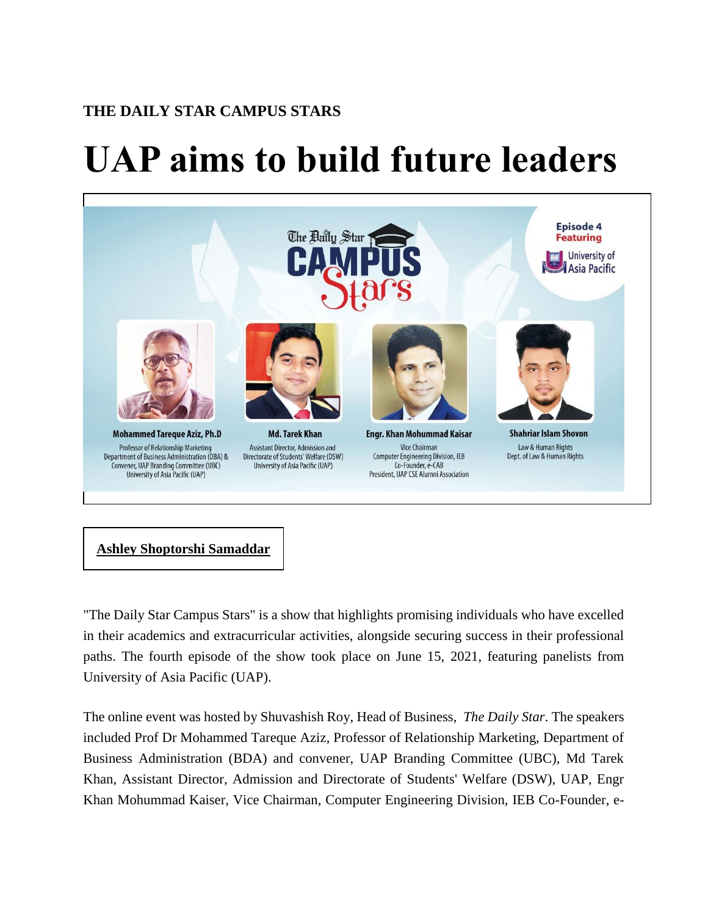**THE DAILY STAR CAMPUS STARS**

# UAP aims to build future leaders

**Ashley Shoptorshi Samaddar**

"The Daily Star Campus Stars" is a show that highlights promising individuals who have excelled in their academics and extracurricular activities, alongside securing success in their professional paths. The fourth episode of the show took place on June 15, 2021, featuring panelists from University of Asia Pacific (UAP).

The online event was hosted by Shuvashish Roy, Head of Business, *The Daily Star*. The speakers included Prof Dr Mohammed Tareque Aziz, Professor of Relationship Marketing, Department of Business Administration (BDA) and convener, UAP Branding Committee (UBC), Md Tarek Khan, Assistant Director, Admission and Directorate of Students' Welfare (DSW), UAP, Engr Khan Mohummad Kaiser, Vice Chairman, Computer Engineering Division, IEB Co-Founder, e-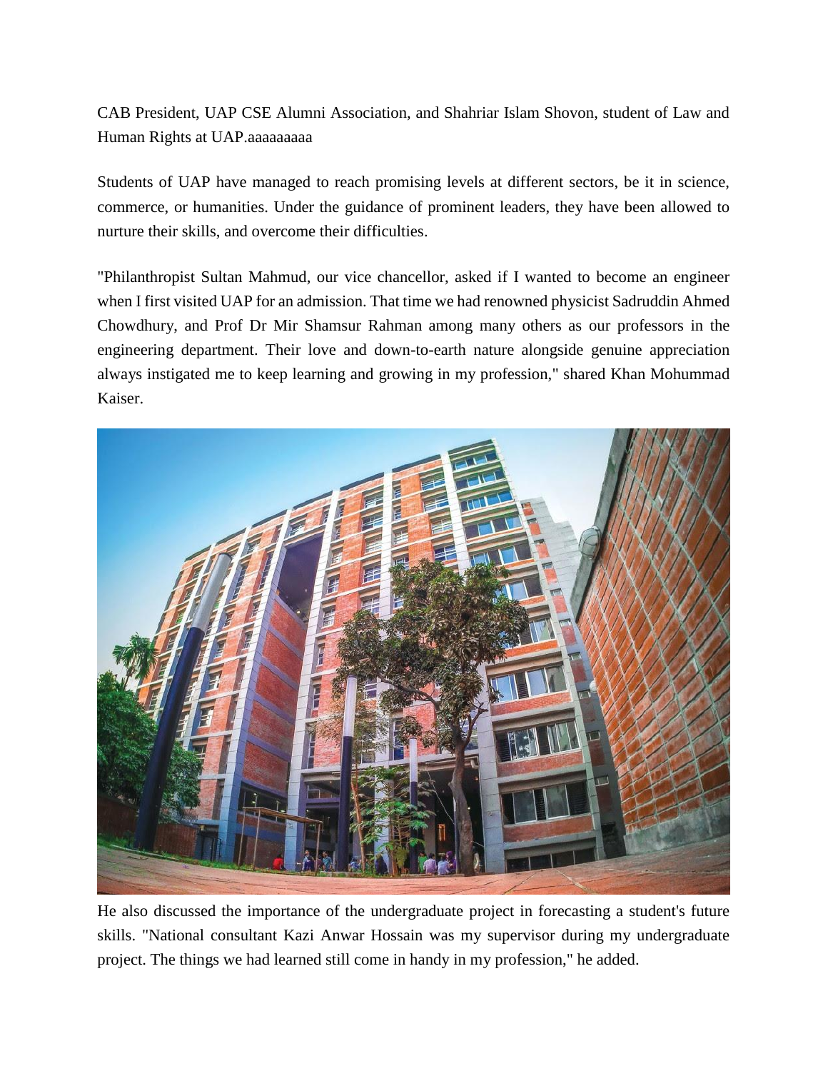CAB President, UAP CSE Alumni Association, and Shahriar Islam Shovon, student of Law and Human Rights at UAP.aaaaaaaaa

Students of UAP have managed to reach promising levels at different sectors, be it in science, commerce, or humanities. Under the guidance of prominent leaders, they have been allowed to nurture their skills, and overcome their difficulties.

"Philanthropist Sultan Mahmud, our vice chancellor, asked if I wanted to become an engineer when I first visited UAP for an admission. That time we had renowned physicist Sadruddin Ahmed Chowdhury, and Prof Dr Mir Shamsur Rahman among many others as our professors in the engineering department. Their love and down-to-earth nature alongside genuine appreciation always instigated me to keep learning and growing in my profession," shared Khan Mohummad Kaiser.

He also discussed the importance of the undergraduate project in forecasting a student's future skills. "National consultant Kazi Anwar Hossain was my supervisor during my undergraduate project. The things we had learned still come in handy in my profession," he added.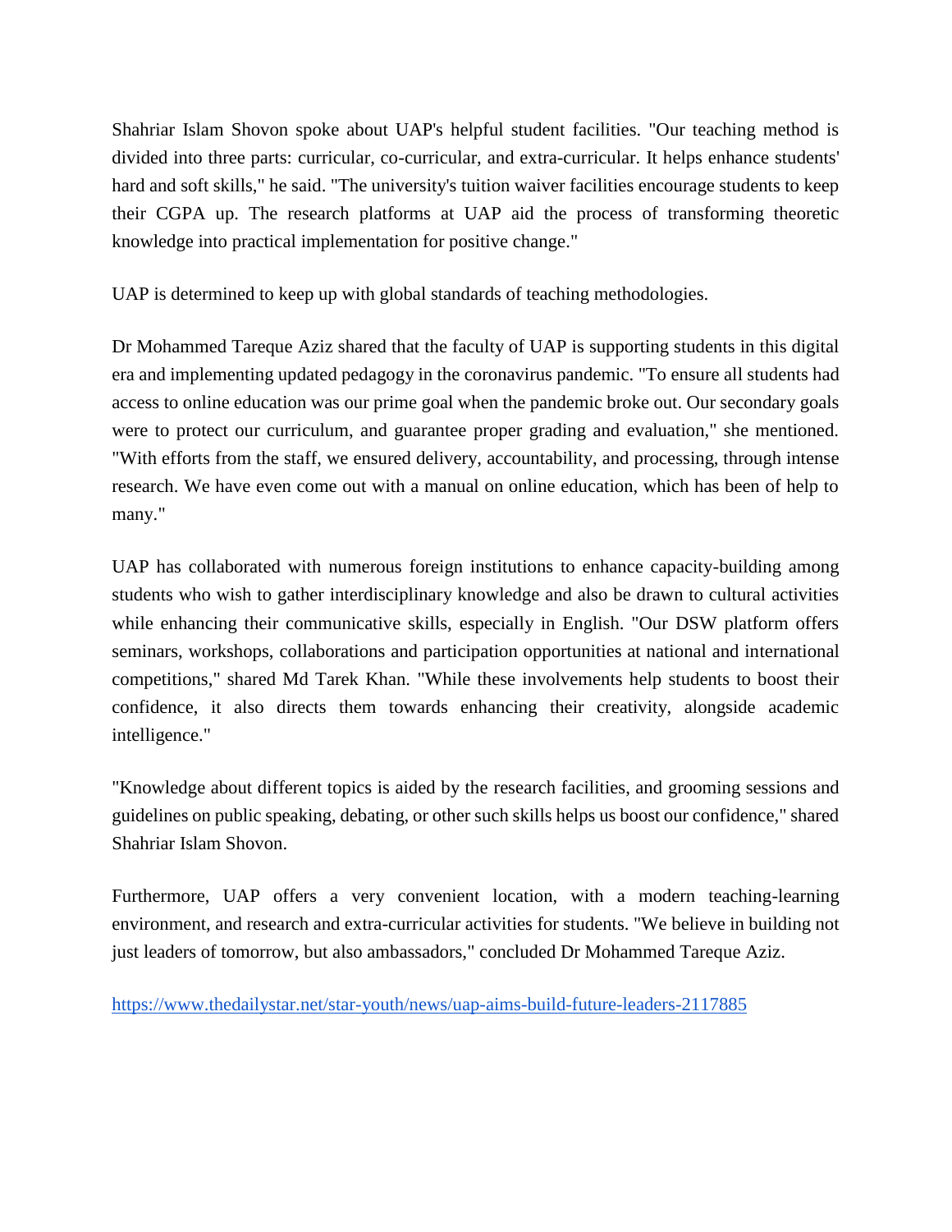Shahriar Islam Shovon spoke about UAP's helpful student facilities. "Our teaching method is divided into three parts: curricular, co-curricular, and extra-curricular. It helps enhance students' hard and soft skills," he said. "The university's tuition waiver facilities encourage students to keep their CGPA up. The research platforms at UAP aid the process of transforming theoretic knowledge into practical implementation for positive change."

UAP is determined to keep up with global standards of teaching methodologies.

Dr Mohammed Tareque Aziz shared that the faculty of UAP is supporting students in this digital era and implementing updated pedagogy in the coronavirus pandemic. "To ensure all students had access to online education was our prime goal when the pandemic broke out. Our secondary goals were to protect our curriculum, and guarantee proper grading and evaluation," she mentioned. "With efforts from the staff, we ensured delivery, accountability, and processing, through intense research. We have even come out with a manual on online education, which has been of help to many."

UAP has collaborated with numerous foreign institutions to enhance capacity-building among students who wish to gather interdisciplinary knowledge and also be drawn to cultural activities while enhancing their communicative skills, especially in English. "Our DSW platform offers seminars, workshops, collaborations and participation opportunities at national and international competitions," shared Md Tarek Khan. "While these involvements help students to boost their confidence, it also directs them towards enhancing their creativity, alongside academic intelligence."

"Knowledge about different topics is aided by the research facilities, and grooming sessions and guidelines on public speaking, debating, or other such skills helps us boost our confidence," shared Shahriar Islam Shovon.

Furthermore, UAP offers a very convenient location, with a modern teaching-learning environment, and research and extra-curricular activities for students. "We believe in building not just leaders of tomorrow, but also ambassadors," concluded Dr Mohammed Tareque Aziz.

https://www.thedailystar.net/star-youth/news/uap-aims-build-future-leaders-2117885